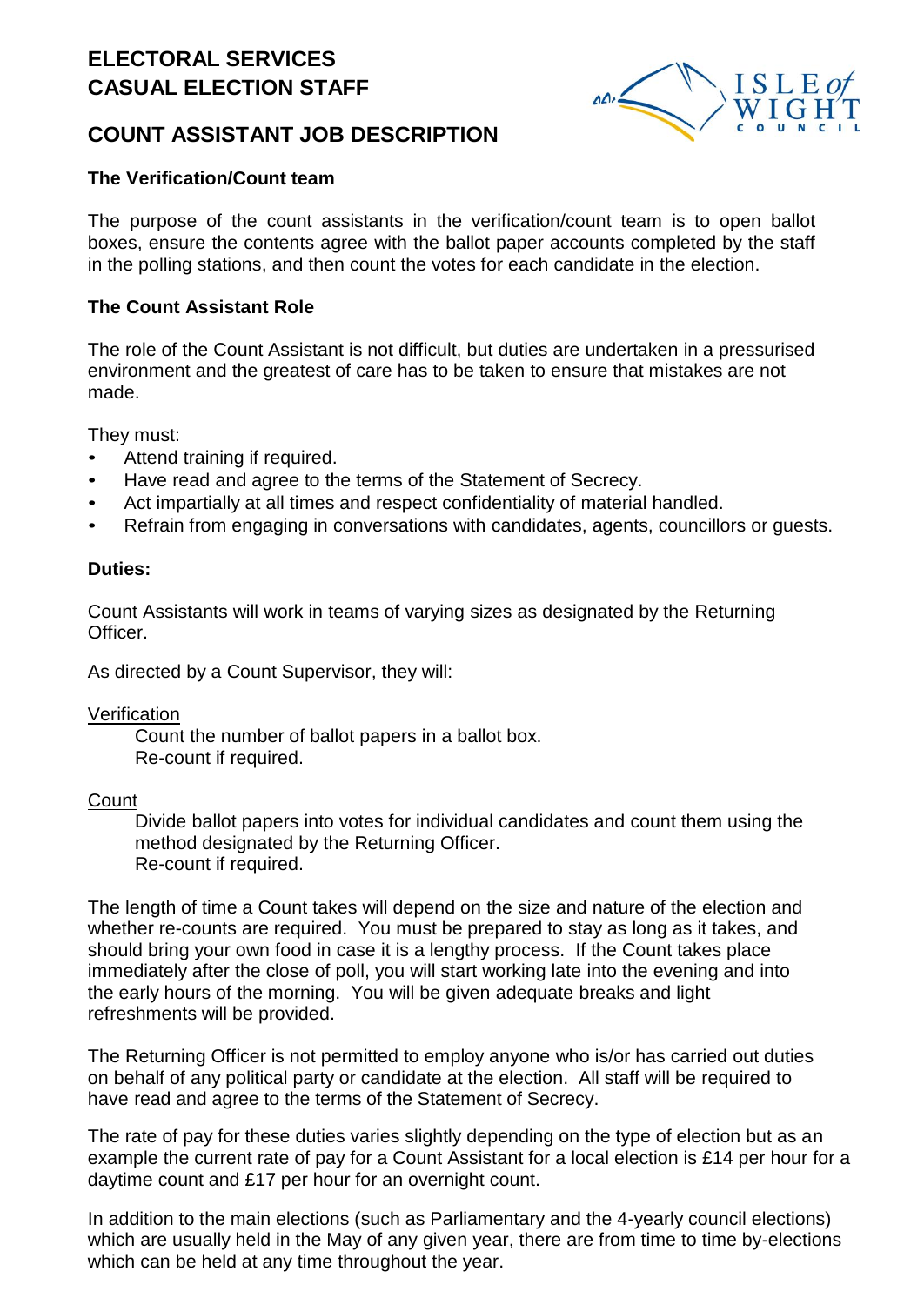# ELECTORAL SERVICES
# CASUAL ELECTION STAFF

## COUNT ASSISTANT JOB DESCRIPTION

### The Verification/Count team

The purpose of the count assistants in the verification/count team is to open ballot boxes, ensure the contents agree with the ballot paper accounts completed by the staff in the polling stations, and then count the votes for each candidate in the election.

### The Count Assistant Role

The role of the Count Assistant is not difficult, but duties are undertaken in a pressurised environment and the greatest of care has to be taken to ensure that mistakes are not made.

They must:

- Attend training if required.
- Have read and agree to the terms of the Statement of Secrecy.
- Act impartially at all times and respect confidentiality of material handled.
- Refrain from engaging in conversations with candidates, agents, councillors or guests.

### Duties:

Count Assistants will work in teams of varying sizes as designated by the Returning Officer.

As directed by a Count Supervisor, they will:

<u>Verification</u>

Count the number of ballot papers in a ballot box.
Re-count if required.

<u>Count</u>

Divide ballot papers into votes for individual candidates and count them using the method designated by the Returning Officer.
Re-count if required.

The length of time a Count takes will depend on the size and nature of the election and whether re-counts are required. You must be prepared to stay as long as it takes, and should bring your own food in case it is a lengthy process. If the Count takes place immediately after the close of poll, you will start working late into the evening and into the early hours of the morning. You will be given adequate breaks and light refreshments will be provided.

The Returning Officer is not permitted to employ anyone who is/or has carried out duties on behalf of any political party or candidate at the election. All staff will be required to have read and agree to the terms of the Statement of Secrecy.

The rate of pay for these duties varies slightly depending on the type of election but as an example the current rate of pay for a Count Assistant for a local election is £14 per hour for a daytime count and £17 per hour for an overnight count.

In addition to the main elections (such as Parliamentary and the 4-yearly council elections) which are usually held in the May of any given year, there are from time to time by-elections which can be held at any time throughout the year.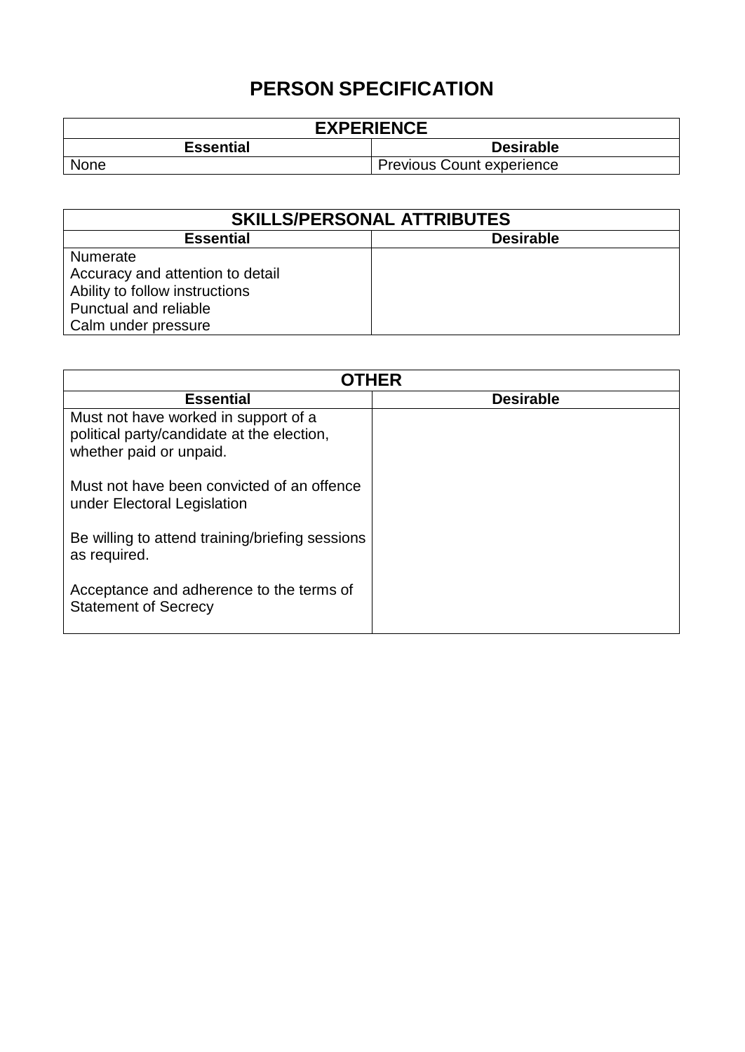# PERSON SPECIFICATION

| EXPERIENCE | |
|---|---|
| **Essential** | **Desirable** |
| None | Previous Count experience |

| SKILLS/PERSONAL ATTRIBUTES | |
|---|---|
| **Essential** | **Desirable** |
| Numerate<br>Accuracy and attention to detail<br>Ability to follow instructions<br>Punctual and reliable<br>Calm under pressure | |

| OTHER | |
|---|---|
| **Essential** | **Desirable** |
| Must not have worked in support of a political party/candidate at the election, whether paid or unpaid.<br><br>Must not have been convicted of an offence under Electoral Legislation<br><br>Be willing to attend training/briefing sessions as required.<br><br>Acceptance and adherence to the terms of Statement of Secrecy | |